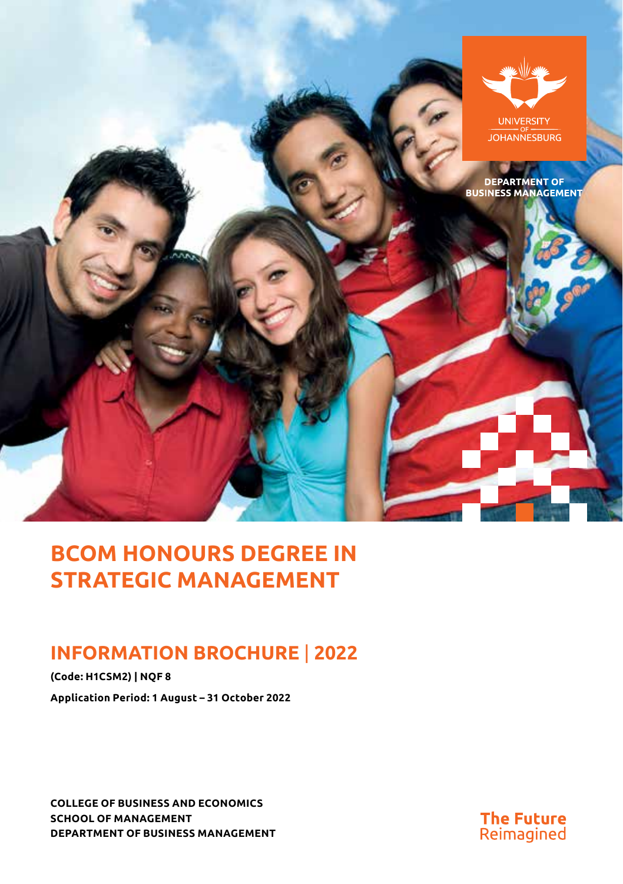UNIVERSITY OF JOHANNESBURG

DEPARTMENT OF BUSINESS MANAGEMENT

# BCOM HONOURS DEGREE IN STRATEGIC MANAGEMENT

## INFORMATION BROCHURE | 2022

**(Code: H1CSM2) | NQF 8**

**Application Period: 1 August – 31 October 2022**

**COLLEGE OF BUSINESS AND ECONOMICS**
**SCHOOL OF MANAGEMENT**
**DEPARTMENT OF BUSINESS MANAGEMENT**

**The Future** Reimagined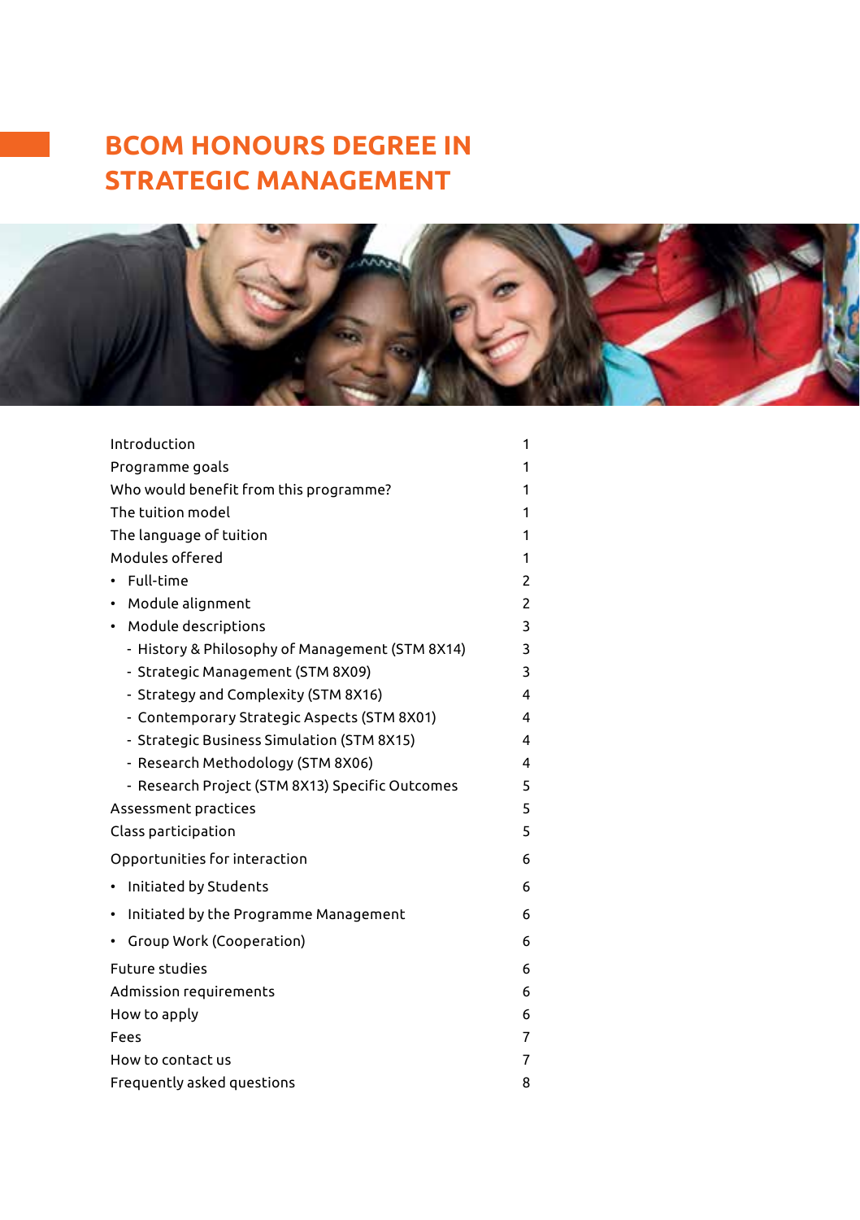# BCOM HONOURS DEGREE IN STRATEGIC MANAGEMENT

| | |
|---|---|
| Introduction | 1 |
| Programme goals | 1 |
| Who would benefit from this programme? | 1 |
| The tuition model | 1 |
| The language of tuition | 1 |
| Modules offered | 1 |
| • Full-time | 2 |
| • Module alignment | 2 |
| • Module descriptions | 3 |
| - History & Philosophy of Management (STM 8X14) | 3 |
| - Strategic Management (STM 8X09) | 3 |
| - Strategy and Complexity (STM 8X16) | 4 |
| - Contemporary Strategic Aspects (STM 8X01) | 4 |
| - Strategic Business Simulation (STM 8X15) | 4 |
| - Research Methodology (STM 8X06) | 4 |
| - Research Project (STM 8X13) Specific Outcomes | 5 |
| Assessment practices | 5 |
| Class participation | 5 |
| Opportunities for interaction | 6 |
| • Initiated by Students | 6 |
| • Initiated by the Programme Management | 6 |
| • Group Work (Cooperation) | 6 |
| Future studies | 6 |
| Admission requirements | 6 |
| How to apply | 6 |
| Fees | 7 |
| How to contact us | 7 |
| Frequently asked questions | 8 |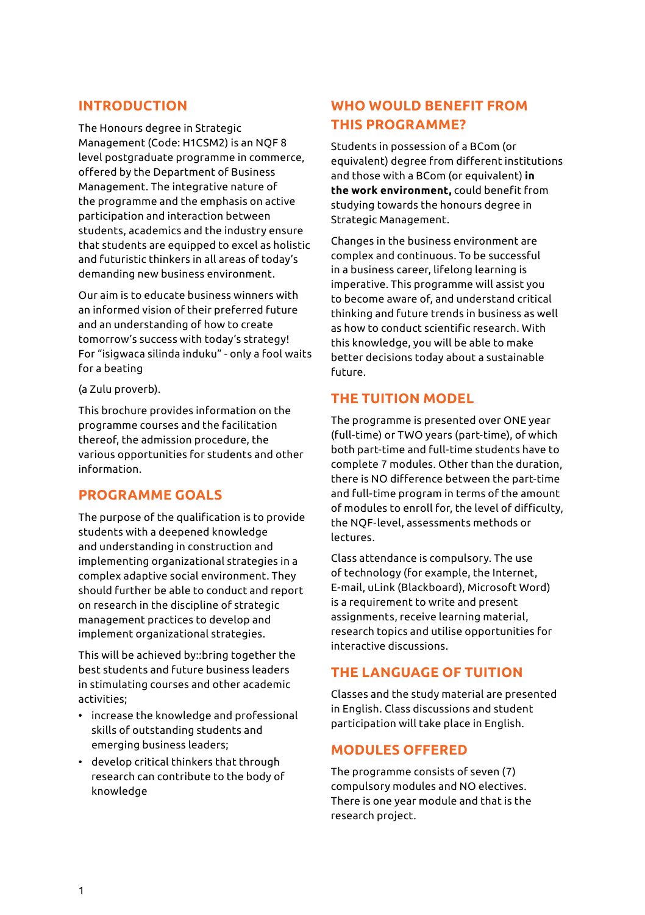## INTRODUCTION

The Honours degree in Strategic Management (Code: H1CSM2) is an NQF 8 level postgraduate programme in commerce, offered by the Department of Business Management. The integrative nature of the programme and the emphasis on active participation and interaction between students, academics and the industry ensure that students are equipped to excel as holistic and futuristic thinkers in all areas of today's demanding new business environment.

Our aim is to educate business winners with an informed vision of their preferred future and an understanding of how to create tomorrow's success with today's strategy! For "isigwaca silinda induku" - only a fool waits for a beating

(a Zulu proverb).

This brochure provides information on the programme courses and the facilitation thereof, the admission procedure, the various opportunities for students and other information.

## PROGRAMME GOALS

The purpose of the qualification is to provide students with a deepened knowledge and understanding in construction and implementing organizational strategies in a complex adaptive social environment. They should further be able to conduct and report on research in the discipline of strategic management practices to develop and implement organizational strategies.

This will be achieved by::bring together the best students and future business leaders in stimulating courses and other academic activities;

- increase the knowledge and professional skills of outstanding students and emerging business leaders;
- develop critical thinkers that through research can contribute to the body of knowledge

## WHO WOULD BENEFIT FROM THIS PROGRAMME?

Students in possession of a BCom (or equivalent) degree from different institutions and those with a BCom (or equivalent) **in the work environment,** could benefit from studying towards the honours degree in Strategic Management.

Changes in the business environment are complex and continuous. To be successful in a business career, lifelong learning is imperative. This programme will assist you to become aware of, and understand critical thinking and future trends in business as well as how to conduct scientific research. With this knowledge, you will be able to make better decisions today about a sustainable future.

## THE TUITION MODEL

The programme is presented over ONE year (full-time) or TWO years (part-time), of which both part-time and full-time students have to complete 7 modules. Other than the duration, there is NO difference between the part-time and full-time program in terms of the amount of modules to enroll for, the level of difficulty, the NQF-level, assessments methods or lectures.

Class attendance is compulsory. The use of technology (for example, the Internet, E-mail, uLink (Blackboard), Microsoft Word) is a requirement to write and present assignments, receive learning material, research topics and utilise opportunities for interactive discussions.

## THE LANGUAGE OF TUITION

Classes and the study material are presented in English. Class discussions and student participation will take place in English.

## MODULES OFFERED

The programme consists of seven (7) compulsory modules and NO electives. There is one year module and that is the research project.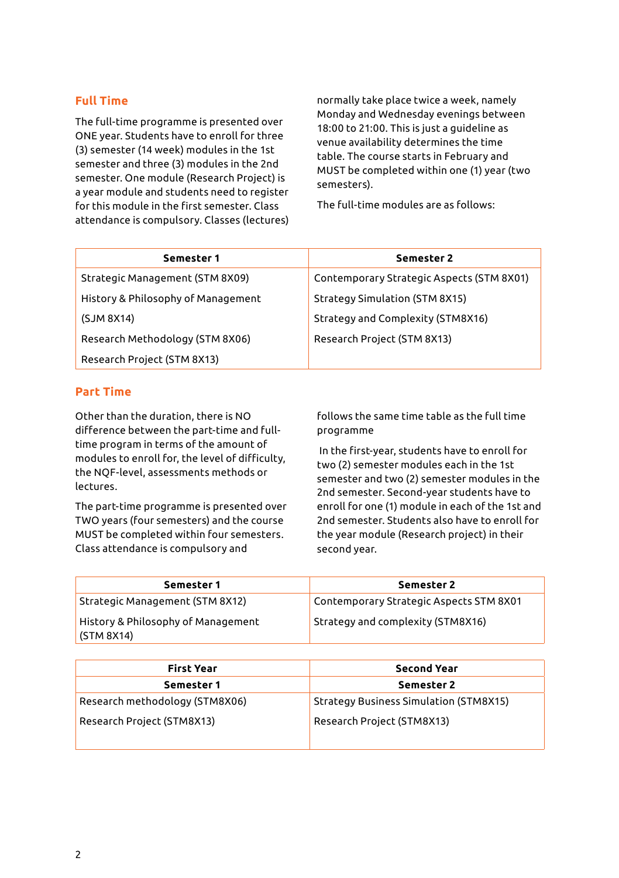## Full Time

The full-time programme is presented over ONE year. Students have to enroll for three (3) semester (14 week) modules in the 1st semester and three (3) modules in the 2nd semester. One module (Research Project) is a year module and students need to register for this module in the first semester. Class attendance is compulsory. Classes (lectures) normally take place twice a week, namely Monday and Wednesday evenings between 18:00 to 21:00. This is just a guideline as venue availability determines the time table. The course starts in February and MUST be completed within one (1) year (two semesters).

The full-time modules are as follows:

| Semester 1 | Semester 2 |
|---|---|
| Strategic Management (STM 8X09) | Contemporary Strategic Aspects (STM 8X01) |
| History & Philosophy of Management | Strategy Simulation (STM 8X15) |
| (SJM 8X14) | Strategy and Complexity (STM8X16) |
| Research Methodology (STM 8X06) | Research Project (STM 8X13) |
| Research Project (STM 8X13) | |

## Part Time

Other than the duration, there is NO difference between the part-time and full-time program in terms of the amount of modules to enroll for, the level of difficulty, the NQF-level, assessments methods or lectures.

The part-time programme is presented over TWO years (four semesters) and the course MUST be completed within four semesters. Class attendance is compulsory and follows the same time table as the full time programme

In the first-year, students have to enroll for two (2) semester modules each in the 1st semester and two (2) semester modules in the 2nd semester. Second-year students have to enroll for one (1) module in each of the 1st and 2nd semester. Students also have to enroll for the year module (Research project) in their second year.

| Semester 1 | Semester 2 |
|---|---|
| Strategic Management (STM 8X12) | Contemporary Strategic Aspects STM 8X01 |
| History & Philosophy of Management (STM 8X14) | Strategy and complexity (STM8X16) |

| First Year | Second Year |
|---|---|
| **Semester 1** | **Semester 2** |
| Research methodology (STM8X06) | Strategy Business Simulation (STM8X15) |
| Research Project (STM8X13) | Research Project (STM8X13) |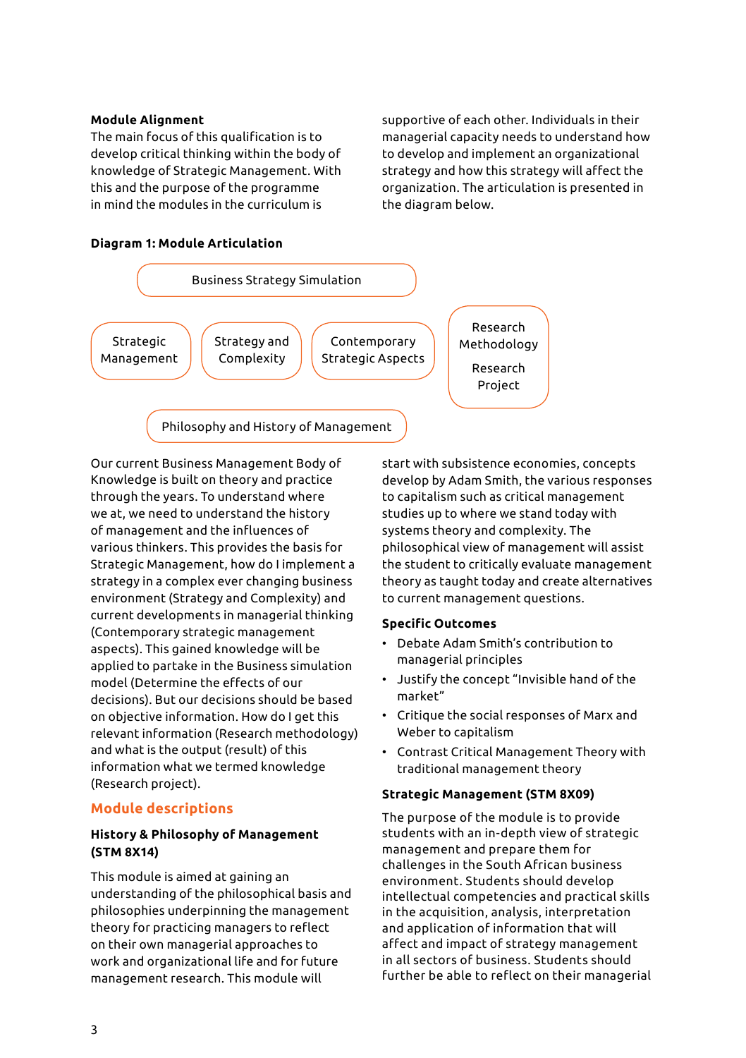**Module Alignment**

The main focus of this qualification is to develop critical thinking within the body of knowledge of Strategic Management. With this and the purpose of the programme in mind the modules in the curriculum is supportive of each other. Individuals in their managerial capacity needs to understand how to develop and implement an organizational strategy and how this strategy will affect the organization. The articulation is presented in the diagram below.

**Diagram 1: Module Articulation**

- Business Strategy Simulation
- Strategic Management
- Strategy and Complexity
- Contemporary Strategic Aspects
- Research Methodology
- Research Project
- Philosophy and History of Management

Our current Business Management Body of Knowledge is built on theory and practice through the years. To understand where we at, we need to understand the history of management and the influences of various thinkers. This provides the basis for Strategic Management, how do I implement a strategy in a complex ever changing business environment (Strategy and Complexity) and current developments in managerial thinking (Contemporary strategic management aspects). This gained knowledge will be applied to partake in the Business simulation model (Determine the effects of our decisions). But our decisions should be based on objective information. How do I get this relevant information (Research methodology) and what is the output (result) of this information what we termed knowledge (Research project).

## Module descriptions

### History & Philosophy of Management (STM 8X14)

This module is aimed at gaining an understanding of the philosophical basis and philosophies underpinning the management theory for practicing managers to reflect on their own managerial approaches to work and organizational life and for future management research. This module will start with subsistence economies, concepts develop by Adam Smith, the various responses to capitalism such as critical management studies up to where we stand today with systems theory and complexity. The philosophical view of management will assist the student to critically evaluate management theory as taught today and create alternatives to current management questions.

**Specific Outcomes**

- Debate Adam Smith's contribution to managerial principles
- Justify the concept "Invisible hand of the market"
- Critique the social responses of Marx and Weber to capitalism
- Contrast Critical Management Theory with traditional management theory

### Strategic Management (STM 8X09)

The purpose of the module is to provide students with an in-depth view of strategic management and prepare them for challenges in the South African business environment. Students should develop intellectual competencies and practical skills in the acquisition, analysis, interpretation and application of information that will affect and impact of strategy management in all sectors of business. Students should further be able to reflect on their managerial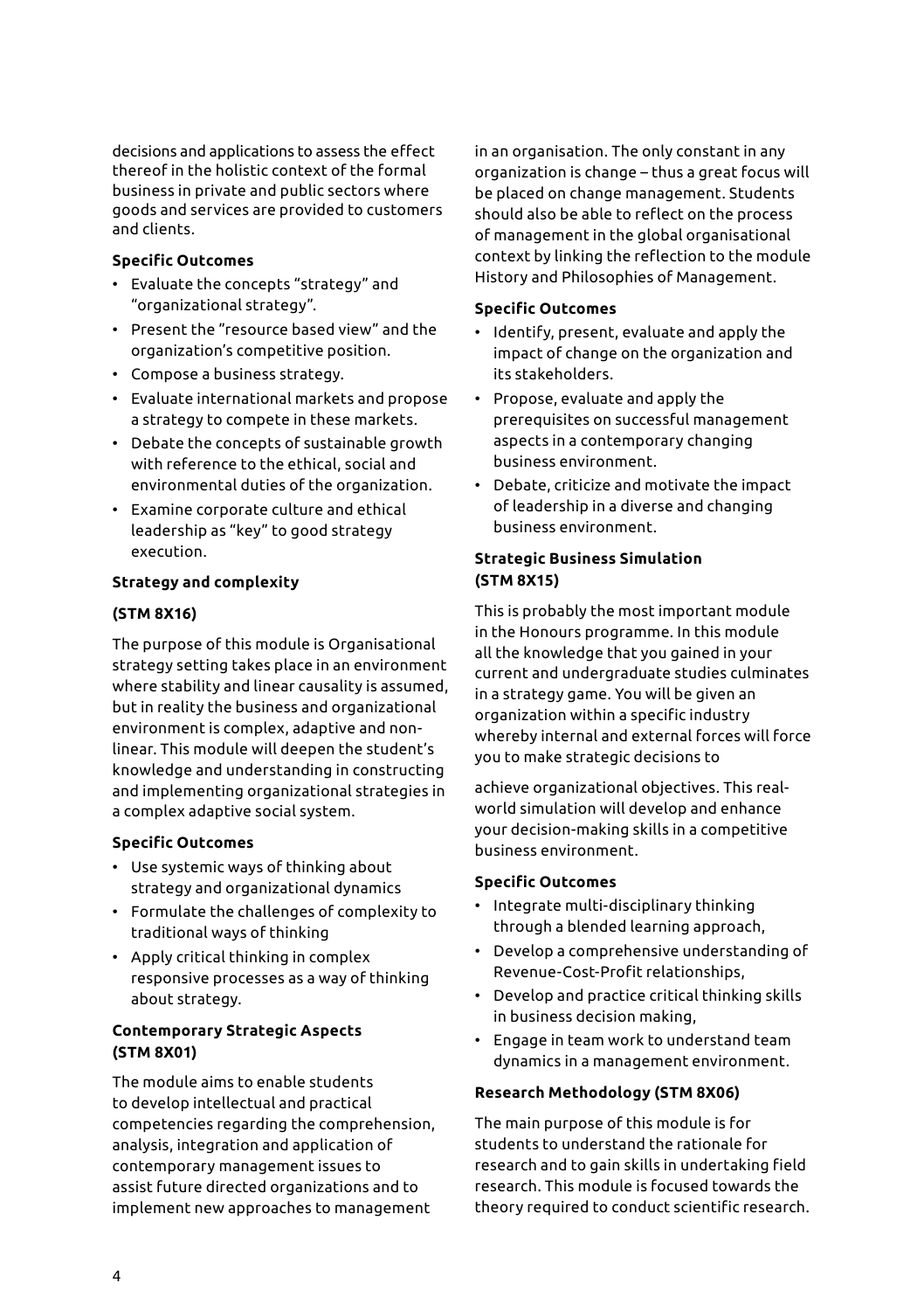decisions and applications to assess the effect thereof in the holistic context of the formal business in private and public sectors where goods and services are provided to customers and clients.

**Specific Outcomes**

- Evaluate the concepts "strategy" and "organizational strategy".
- Present the "resource based view" and the organization's competitive position.
- Compose a business strategy.
- Evaluate international markets and propose a strategy to compete in these markets.
- Debate the concepts of sustainable growth with reference to the ethical, social and environmental duties of the organization.
- Examine corporate culture and ethical leadership as "key" to good strategy execution.

**Strategy and complexity**

**(STM 8X16)**

The purpose of this module is Organisational strategy setting takes place in an environment where stability and linear causality is assumed, but in reality the business and organizational environment is complex, adaptive and non-linear. This module will deepen the student's knowledge and understanding in constructing and implementing organizational strategies in a complex adaptive social system.

**Specific Outcomes**

- Use systemic ways of thinking about strategy and organizational dynamics
- Formulate the challenges of complexity to traditional ways of thinking
- Apply critical thinking in complex responsive processes as a way of thinking about strategy.

**Contemporary Strategic Aspects (STM 8X01)**

The module aims to enable students to develop intellectual and practical competencies regarding the comprehension, analysis, integration and application of contemporary management issues to assist future directed organizations and to implement new approaches to management in an organisation. The only constant in any organization is change – thus a great focus will be placed on change management. Students should also be able to reflect on the process of management in the global organisational context by linking the reflection to the module History and Philosophies of Management.

**Specific Outcomes**

- Identify, present, evaluate and apply the impact of change on the organization and its stakeholders.
- Propose, evaluate and apply the prerequisites on successful management aspects in a contemporary changing business environment.
- Debate, criticize and motivate the impact of leadership in a diverse and changing business environment.

**Strategic Business Simulation (STM 8X15)**

This is probably the most important module in the Honours programme. In this module all the knowledge that you gained in your current and undergraduate studies culminates in a strategy game. You will be given an organization within a specific industry whereby internal and external forces will force you to make strategic decisions to achieve organizational objectives. This real-world simulation will develop and enhance your decision-making skills in a competitive business environment.

**Specific Outcomes**

- Integrate multi-disciplinary thinking through a blended learning approach,
- Develop a comprehensive understanding of Revenue-Cost-Profit relationships,
- Develop and practice critical thinking skills in business decision making,
- Engage in team work to understand team dynamics in a management environment.

**Research Methodology (STM 8X06)**

The main purpose of this module is for students to understand the rationale for research and to gain skills in undertaking field research. This module is focused towards the theory required to conduct scientific research.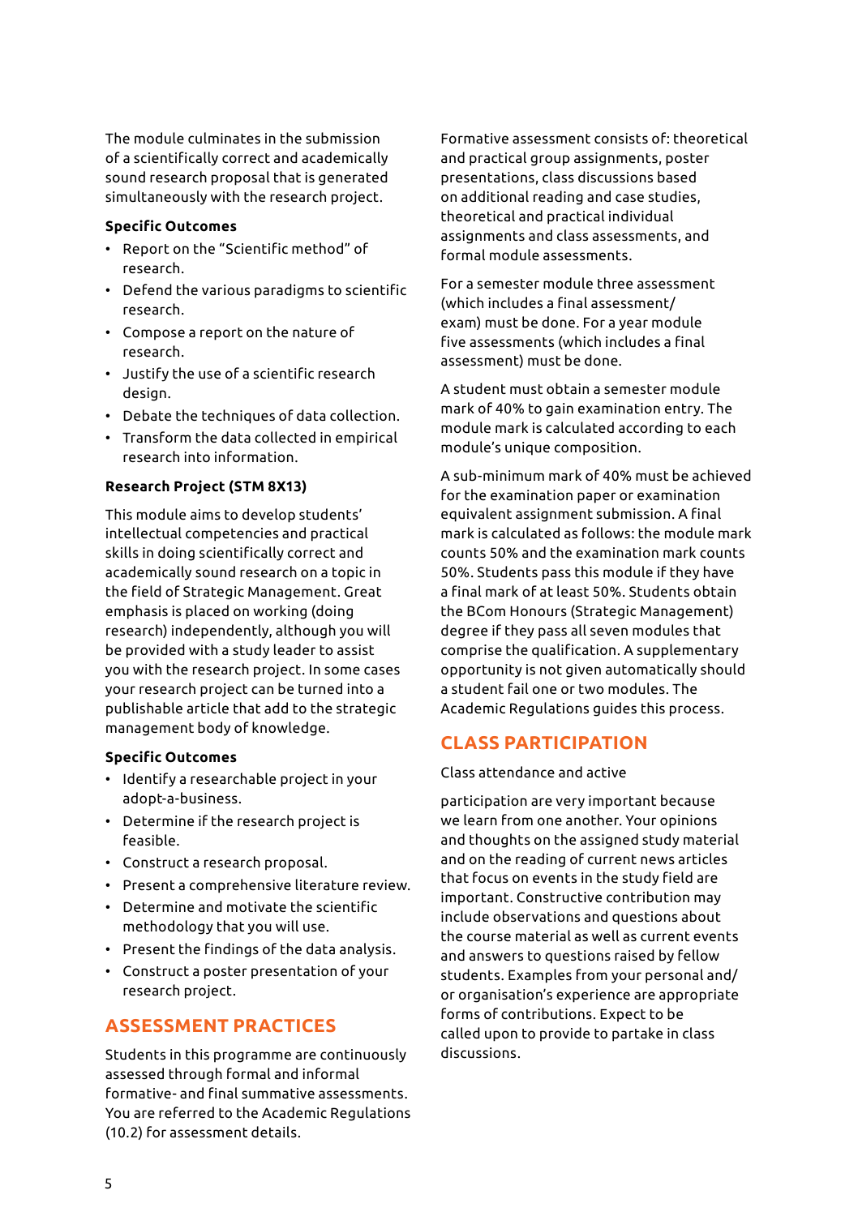The module culminates in the submission of a scientifically correct and academically sound research proposal that is generated simultaneously with the research project.

**Specific Outcomes**

- Report on the "Scientific method" of research.
- Defend the various paradigms to scientific research.
- Compose a report on the nature of research.
- Justify the use of a scientific research design.
- Debate the techniques of data collection.
- Transform the data collected in empirical research into information.

**Research Project (STM 8X13)**

This module aims to develop students' intellectual competencies and practical skills in doing scientifically correct and academically sound research on a topic in the field of Strategic Management. Great emphasis is placed on working (doing research) independently, although you will be provided with a study leader to assist you with the research project. In some cases your research project can be turned into a publishable article that add to the strategic management body of knowledge.

**Specific Outcomes**

- Identify a researchable project in your adopt-a-business.
- Determine if the research project is feasible.
- Construct a research proposal.
- Present a comprehensive literature review.
- Determine and motivate the scientific methodology that you will use.
- Present the findings of the data analysis.
- Construct a poster presentation of your research project.

## ASSESSMENT PRACTICES

Students in this programme are continuously assessed through formal and informal formative- and final summative assessments. You are referred to the Academic Regulations (10.2) for assessment details.

Formative assessment consists of: theoretical and practical group assignments, poster presentations, class discussions based on additional reading and case studies, theoretical and practical individual assignments and class assessments, and formal module assessments.

For a semester module three assessment (which includes a final assessment/ exam) must be done. For a year module five assessments (which includes a final assessment) must be done.

A student must obtain a semester module mark of 40% to gain examination entry. The module mark is calculated according to each module's unique composition.

A sub-minimum mark of 40% must be achieved for the examination paper or examination equivalent assignment submission. A final mark is calculated as follows: the module mark counts 50% and the examination mark counts 50%. Students pass this module if they have a final mark of at least 50%. Students obtain the BCom Honours (Strategic Management) degree if they pass all seven modules that comprise the qualification. A supplementary opportunity is not given automatically should a student fail one or two modules. The Academic Regulations guides this process.

## CLASS PARTICIPATION

Class attendance and active

participation are very important because we learn from one another. Your opinions and thoughts on the assigned study material and on the reading of current news articles that focus on events in the study field are important. Constructive contribution may include observations and questions about the course material as well as current events and answers to questions raised by fellow students. Examples from your personal and/ or organisation's experience are appropriate forms of contributions. Expect to be called upon to provide to partake in class discussions.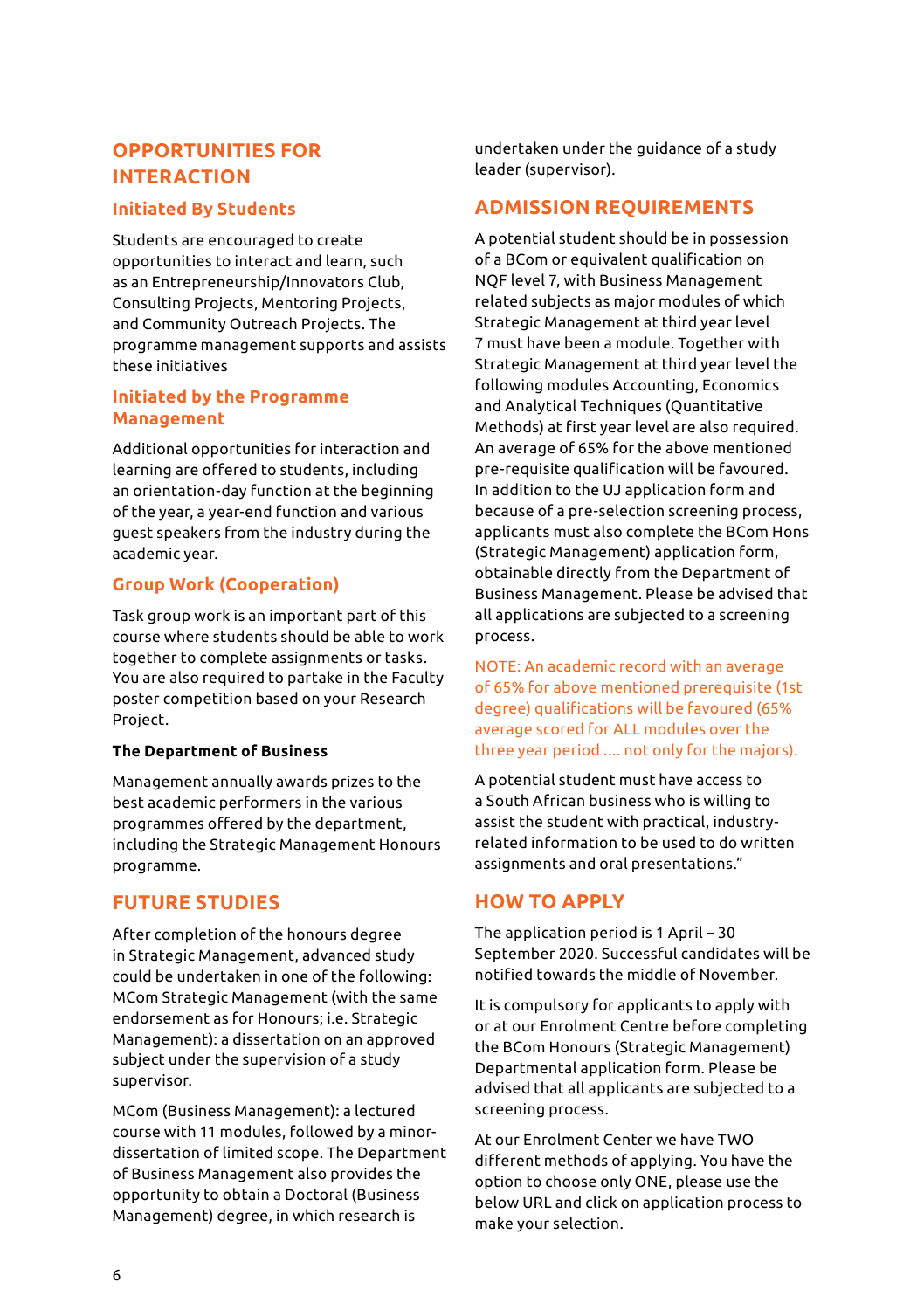## OPPORTUNITIES FOR INTERACTION

### Initiated By Students

Students are encouraged to create opportunities to interact and learn, such as an Entrepreneurship/Innovators Club, Consulting Projects, Mentoring Projects, and Community Outreach Projects. The programme management supports and assists these initiatives

### Initiated by the Programme Management

Additional opportunities for interaction and learning are offered to students, including an orientation-day function at the beginning of the year, a year-end function and various guest speakers from the industry during the academic year.

### Group Work (Cooperation)

Task group work is an important part of this course where students should be able to work together to complete assignments or tasks. You are also required to partake in the Faculty poster competition based on your Research Project.

**The Department of Business**

Management annually awards prizes to the best academic performers in the various programmes offered by the department, including the Strategic Management Honours programme.

## FUTURE STUDIES

After completion of the honours degree in Strategic Management, advanced study could be undertaken in one of the following: MCom Strategic Management (with the same endorsement as for Honours; i.e. Strategic Management): a dissertation on an approved subject under the supervision of a study supervisor.

MCom (Business Management): a lectured course with 11 modules, followed by a minor-dissertation of limited scope. The Department of Business Management also provides the opportunity to obtain a Doctoral (Business Management) degree, in which research is undertaken under the guidance of a study leader (supervisor).

## ADMISSION REQUIREMENTS

A potential student should be in possession of a BCom or equivalent qualification on NQF level 7, with Business Management related subjects as major modules of which Strategic Management at third year level 7 must have been a module. Together with Strategic Management at third year level the following modules Accounting, Economics and Analytical Techniques (Quantitative Methods) at first year level are also required. An average of 65% for the above mentioned pre-requisite qualification will be favoured. In addition to the UJ application form and because of a pre-selection screening process, applicants must also complete the BCom Hons (Strategic Management) application form, obtainable directly from the Department of Business Management. Please be advised that all applications are subjected to a screening process.

NOTE: An academic record with an average of 65% for above mentioned prerequisite (1st degree) qualifications will be favoured (65% average scored for ALL modules over the three year period .... not only for the majors).

A potential student must have access to a South African business who is willing to assist the student with practical, industry-related information to be used to do written assignments and oral presentations."

## HOW TO APPLY

The application period is 1 April – 30 September 2020. Successful candidates will be notified towards the middle of November.

It is compulsory for applicants to apply with or at our Enrolment Centre before completing the BCom Honours (Strategic Management) Departmental application form. Please be advised that all applicants are subjected to a screening process.

At our Enrolment Center we have TWO different methods of applying. You have the option to choose only ONE, please use the below URL and click on application process to make your selection.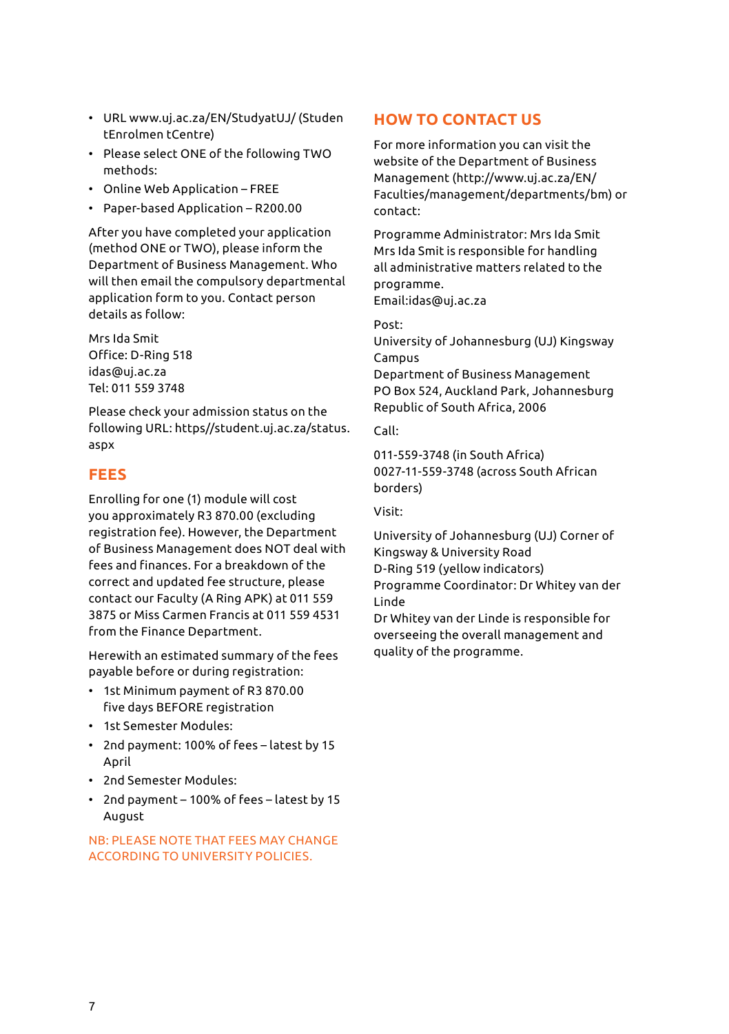- URL www.uj.ac.za/EN/StudyatUJ/ (Studen tEnrolmen tCentre)
- Please select ONE of the following TWO methods:
- Online Web Application – FREE
- Paper-based Application – R200.00

After you have completed your application (method ONE or TWO), please inform the Department of Business Management. Who will then email the compulsory departmental application form to you. Contact person details as follow:

Mrs Ida Smit
Office: D-Ring 518
idas@uj.ac.za
Tel: 011 559 3748

Please check your admission status on the following URL: https//student.uj.ac.za/status.aspx

## FEES

Enrolling for one (1) module will cost you approximately R3 870.00 (excluding registration fee). However, the Department of Business Management does NOT deal with fees and finances. For a breakdown of the correct and updated fee structure, please contact our Faculty (A Ring APK) at 011 559 3875 or Miss Carmen Francis at 011 559 4531 from the Finance Department.

Herewith an estimated summary of the fees payable before or during registration:

- 1st Minimum payment of R3 870.00 five days BEFORE registration
- 1st Semester Modules:
- 2nd payment: 100% of fees – latest by 15 April
- 2nd Semester Modules:
- 2nd payment – 100% of fees – latest by 15 August

NB: PLEASE NOTE THAT FEES MAY CHANGE ACCORDING TO UNIVERSITY POLICIES.

## HOW TO CONTACT US

For more information you can visit the website of the Department of Business Management (http://www.uj.ac.za/EN/Faculties/management/departments/bm) or contact:

Programme Administrator: Mrs Ida Smit
Mrs Ida Smit is responsible for handling all administrative matters related to the programme.
Email:idas@uj.ac.za

Post:
University of Johannesburg (UJ) Kingsway Campus
Department of Business Management
PO Box 524, Auckland Park, Johannesburg
Republic of South Africa, 2006

Call:

011-559-3748 (in South Africa)
0027-11-559-3748 (across South African borders)

Visit:

University of Johannesburg (UJ) Corner of Kingsway & University Road
D-Ring 519 (yellow indicators)
Programme Coordinator: Dr Whitey van der Linde
Dr Whitey van der Linde is responsible for overseeing the overall management and quality of the programme.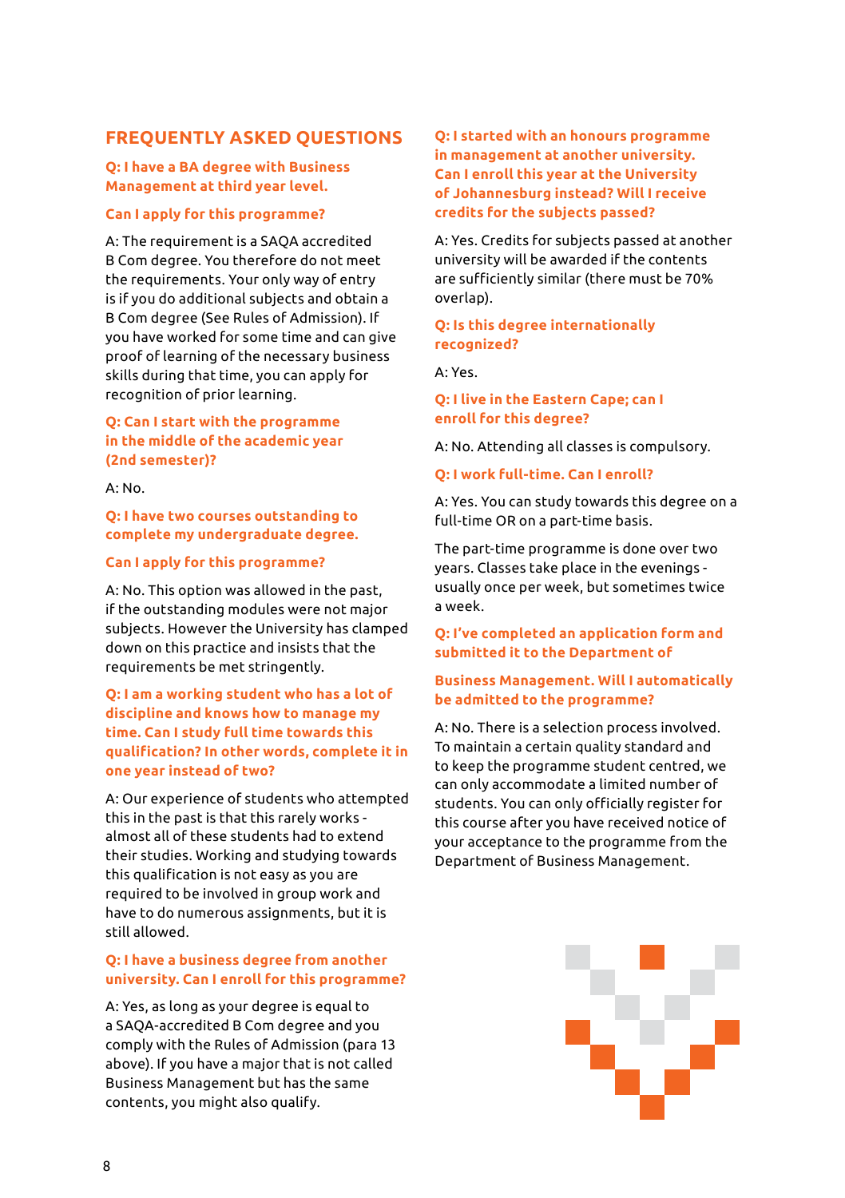## FREQUENTLY ASKED QUESTIONS

**Q: I have a BA degree with Business Management at third year level.**

**Can I apply for this programme?**

A: The requirement is a SAQA accredited B Com degree. You therefore do not meet the requirements. Your only way of entry is if you do additional subjects and obtain a B Com degree (See Rules of Admission). If you have worked for some time and can give proof of learning of the necessary business skills during that time, you can apply for recognition of prior learning.

**Q: Can I start with the programme in the middle of the academic year (2nd semester)?**

A: No.

**Q: I have two courses outstanding to complete my undergraduate degree.**

**Can I apply for this programme?**

A: No. This option was allowed in the past, if the outstanding modules were not major subjects. However the University has clamped down on this practice and insists that the requirements be met stringently.

**Q: I am a working student who has a lot of discipline and knows how to manage my time. Can I study full time towards this qualification? In other words, complete it in one year instead of two?**

A: Our experience of students who attempted this in the past is that this rarely works - almost all of these students had to extend their studies. Working and studying towards this qualification is not easy as you are required to be involved in group work and have to do numerous assignments, but it is still allowed.

**Q: I have a business degree from another university. Can I enroll for this programme?**

A: Yes, as long as your degree is equal to a SAQA-accredited B Com degree and you comply with the Rules of Admission (para 13 above). If you have a major that is not called Business Management but has the same contents, you might also qualify.

**Q: I started with an honours programme in management at another university. Can I enroll this year at the University of Johannesburg instead? Will I receive credits for the subjects passed?**

A: Yes. Credits for subjects passed at another university will be awarded if the contents are sufficiently similar (there must be 70% overlap).

**Q: Is this degree internationally recognized?**

A: Yes.

**Q: I live in the Eastern Cape; can I enroll for this degree?**

A: No. Attending all classes is compulsory.

**Q: I work full-time. Can I enroll?**

A: Yes. You can study towards this degree on a full-time OR on a part-time basis.

The part-time programme is done over two years. Classes take place in the evenings - usually once per week, but sometimes twice a week.

**Q: I've completed an application form and submitted it to the Department of Business Management. Will I automatically be admitted to the programme?**

A: No. There is a selection process involved. To maintain a certain quality standard and to keep the programme student centred, we can only accommodate a limited number of students. You can only officially register for this course after you have received notice of your acceptance to the programme from the Department of Business Management.